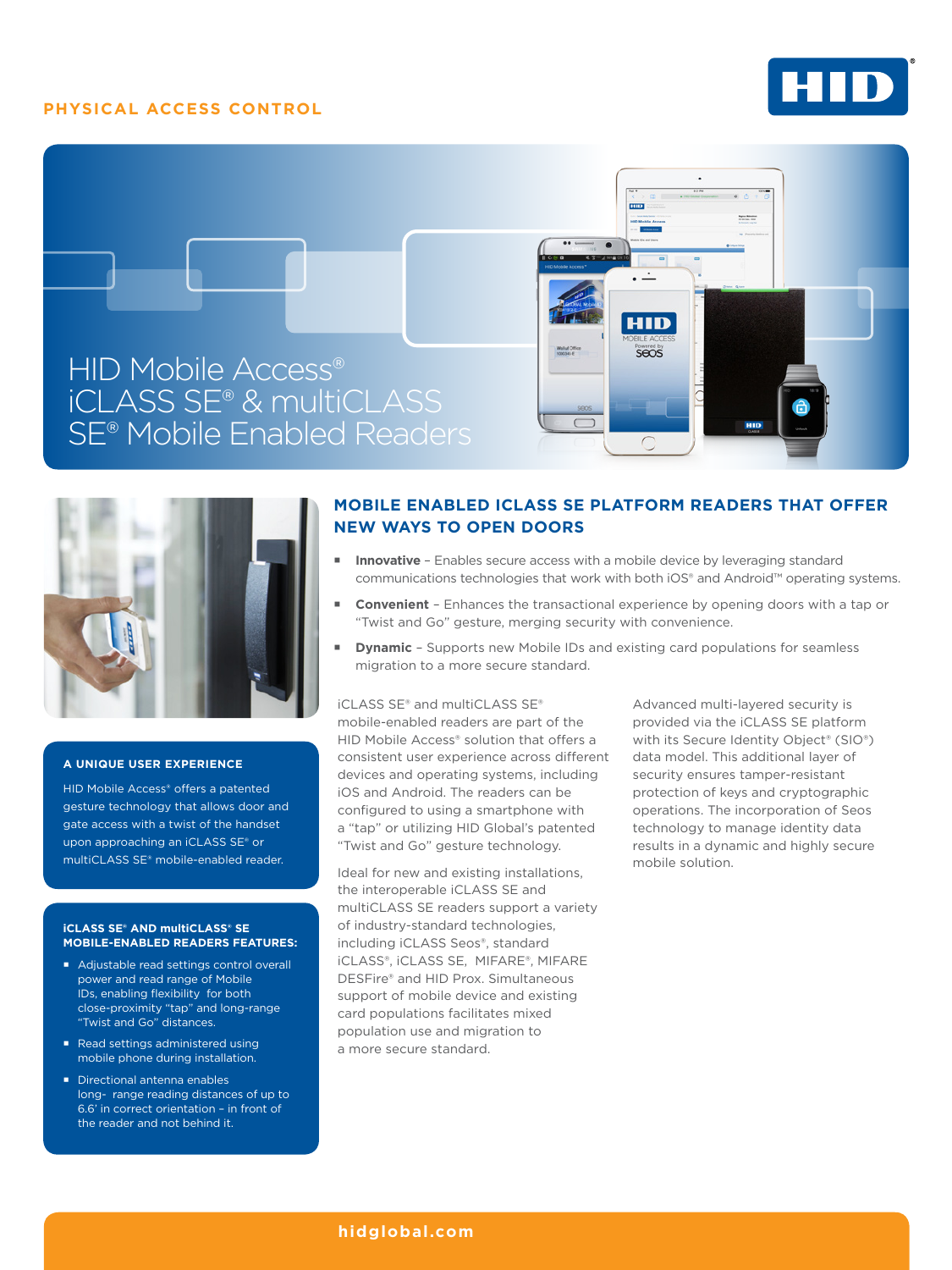PHYSICAL ACCESS CONTROL

# HID Mobile Access® iCLASS SE® & multiCLASS SE® Mobile Enabled Readers

## MOBILE ENABLED ICLASS SE PLATFORM READERS THAT OFFER NEW WAYS TO OPEN DOORS

- **Innovative** – Enables secure access with a mobile device by leveraging standard communications technologies that work with both iOS® and Android™ operating systems.
- **Convenient** – Enhances the transactional experience by opening doors with a tap or "Twist and Go" gesture, merging security with convenience.
- **Dynamic** – Supports new Mobile IDs and existing card populations for seamless migration to a more secure standard.

iCLASS SE® and multiCLASS SE® mobile-enabled readers are part of the HID Mobile Access® solution that offers a consistent user experience across different devices and operating systems, including iOS and Android. The readers can be configured to using a smartphone with a "tap" or utilizing HID Global's patented "Twist and Go" gesture technology.

Ideal for new and existing installations, the interoperable iCLASS SE and multiCLASS SE readers support a variety of industry-standard technologies, including iCLASS Seos®, standard iCLASS®, iCLASS SE, MIFARE®, MIFARE DESFire® and HID Prox. Simultaneous support of mobile device and existing card populations facilitates mixed population use and migration to a more secure standard.

Advanced multi-layered security is provided via the iCLASS SE platform with its Secure Identity Object® (SIO®) data model. This additional layer of security ensures tamper-resistant protection of keys and cryptographic operations. The incorporation of Seos technology to manage identity data results in a dynamic and highly secure mobile solution.

### A UNIQUE USER EXPERIENCE

HID Mobile Access® offers a patented gesture technology that allows door and gate access with a twist of the handset upon approaching an iCLASS SE® or multiCLASS SE® mobile-enabled reader.

### iCLASS SE® AND multiCLASS® SE MOBILE-ENABLED READERS FEATURES:

- Adjustable read settings control overall power and read range of Mobile IDs, enabling flexibility for both close-proximity "tap" and long-range "Twist and Go" distances.
- Read settings administered using mobile phone during installation.
- Directional antenna enables long- range reading distances of up to 6.6' in correct orientation – in front of the reader and not behind it.

hidglobal.com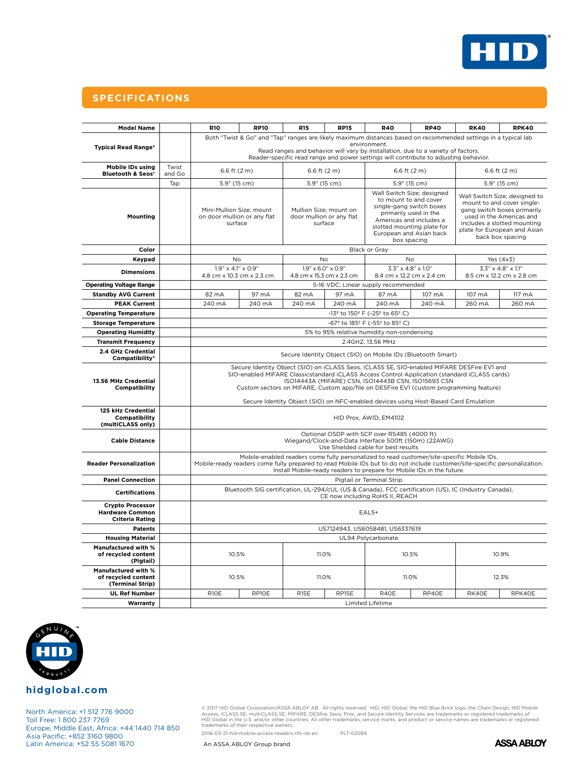## SPECIFICATIONS

| Model Name | | R10 | RP10 | R15 | RP15 | R40 | RP40 | RK40 | RPK40 |
|---|---|---|---|---|---|---|---|---|---|
| Typical Read Range* | | Both "Twist & Go" and "Tap" ranges are likely maximum distances based on recommended settings in a typical lab environment. Read ranges and behavior will vary by installation, due to a variety of factors. Reader-specific read range and power settings will contribute to adjusting behavior. | | | | | | | |
| Mobile IDs using Bluetooth & Seos* | Twist and Go | 6.6 ft (2 m) | | 6.6 ft (2 m) | | 6.6 ft (2 m) | | 6.6 ft (2 m) | |
| | Tap | 5.9" (15 cm) | | 5.9" (15 cm) | | 5.9" (15 cm) | | 5.9" (15 cm) | |
| Mounting | | Mini-Mullion Size; mount on door mullion or any flat surface | | Mullion Size; mount on door mullion or any flat surface | | Wall Switch Size; designed to mount to and cover single-gang switch boxes primarily used in the Americas and includes a slotted mounting plate for European and Asian back box spacing | | Wall Switch Size; designed to mount to and cover single-gang switch boxes primarily used in the Americas and includes a slotted mounting plate for European and Asian back box spacing | |
| Color | | Black or Gray | | | | | | | |
| Keypad | | No | | No | | No | | Yes (4x3) | |
| Dimensions | | 1.9" x 4.1" x 0.9"<br>4.8 cm x 10.3 cm x 2.3 cm | | 1.9" x 6.0" x 0.9"<br>4.8 cm x 15.3 cm x 2.3 cm | | 3.3" x 4.8" x 1.0"<br>8.4 cm x 12.2 cm x 2.4 cm | | 3.3" x 4.8" x 1.1"<br>8.5 cm x 12.2 cm x 2.8 cm | |
| Operating Voltage Range | | 5-16 VDC; Linear supply recommended | | | | | | | |
| Standby AVG Current | | 82 mA | 97 mA | 82 mA | 97 mA | 87 mA | 107 mA | 107 mA | 117 mA |
| PEAK Current | | 240 mA | 240 mA | 240 mA | 240 mA | 240 mA | 240 mA | 260 mA | 260 mA |
| Operating Temperature | | -13º to 150º F (-25º to 65º C) | | | | | | | |
| Storage Temperature | | -67º to 185º F (-55º to 85º C) | | | | | | | |
| Operating Humidity | | 5% to 95% relative humidity non-condensing | | | | | | | |
| Transmit Frequency | | 2.4GHZ, 13.56 MHz | | | | | | | |
| 2.4 GHz Credential Compatibility* | | Secure Identity Object (SIO) on Mobile IDs (Bluetooth Smart) | | | | | | | |
| 13.56 MHz Credential Compatibility | | Secure Identity Object (SIO) on iCLASS Seos, iCLASS SE, SIO-enabled MIFARE DESFire EV1 and SIO-enabled MIFARE Classicstandard iCLASS Access Control Application (standard iCLASS cards) ISO14443A (MIFARE) CSN, ISO14443B CSN, ISO15693 CSN Custom sectors on MIFARE, Custom app/file on DESFire EV1 (custom programming feature)<br><br>Secure Identity Object (SIO) on NFC-enabled devices using Host-Based Card Emulation | | | | | | | |
| 125 kHz Credential Compatibility (multiCLASS only) | | HID Prox, AWID, EM4102 | | | | | | | |
| Cable Distance | | Optional OSDP with SCP over RS485 (4000 ft)<br>Wiegand/Clock-and-Data Interface 500ft (150m) (22AWG)<br>Use Shielded cable for best results | | | | | | | |
| Reader Personalization | | Mobile-enabled readers come fully personalized to read customer/site-specific Mobile IDs. Mobile-ready readers come fully prepared to read Mobile IDs but to do not include customer/site-specific personalization. Install Mobile-ready readers to prepare for Mobile IDs in the future. | | | | | | | |
| Panel Connection | | Pigtail or Terminal Strip | | | | | | | |
| Certifications | | Bluetooth SIG certification, UL-294/cUL (US & Canada), FCC certification (US), IC (Industry Canada), CE now including RoHS II, REACH | | | | | | | |
| Crypto Processor Hardware Common Criteria Rating | | EAL5+ | | | | | | | |
| Patents | | US7124943, US6058481, US6337619 | | | | | | | |
| Housing Material | | UL94 Polycarbonate | | | | | | | |
| Manufactured with % of recycled content (Pigtail) | | 10.5% | | 11.0% | | 10.5% | | 10.9% | |
| Manufactured with % of recycled content (Terminal Strip) | | 10.5% | | 11.0% | | 11.0% | | 12.3% | |
| UL Ref Number | | R10E | RP10E | R15E | RP15E | R40E | RP40E | RK40E | RPK40E |
| Warranty | | Limited Lifetime | | | | | | | |

**hidglobal.com**

North America: +1 512 776 9000
Toll Free: 1 800 237 7769
Europe, Middle East, Africa: +44 1440 714 850
Asia Pacific: +852 3160 9800
Latin America: +52 55 5081 1670

© 2017 HID Global Corporation/ASSA ABLOY AB. All rights reserved. HID, HID Global, the HID Blue Brick logo, the Chain Design, HID Mobile Access, iCLASS SE, multiCLASS SE, MIFARE, DESfire, Seos, Prox, and Secure Identity Services are trademarks or registered trademarks of HID Global in the U.S. and/or other countries. All other trademarks, service marks, and product or service names are trademarks or registered trademarks of their respective owners.

2016-03-21-hid-mobile-access-readers-nfc-ds-en PLT-02094

An ASSA ABLOY Group brand

ASSA ABLOY